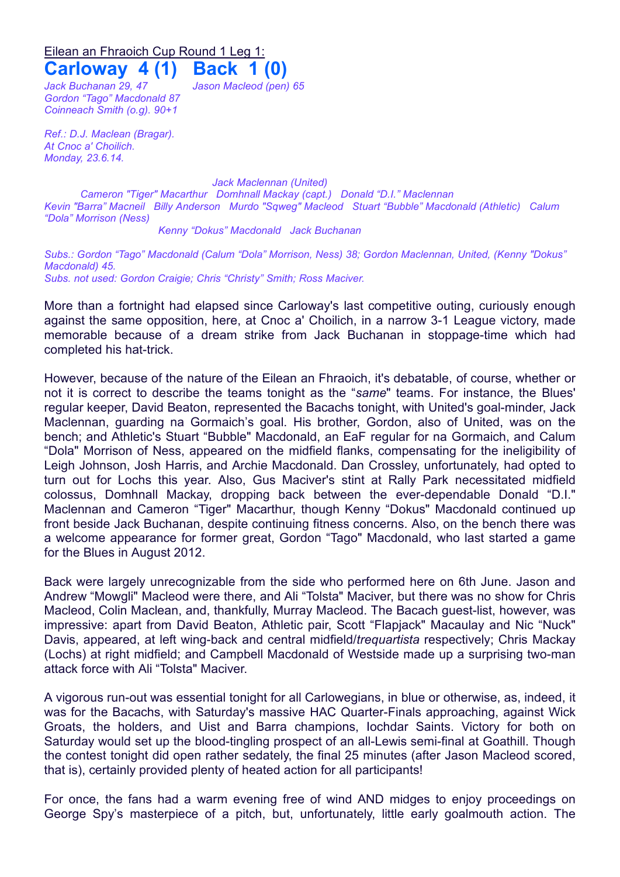Eilean an Fhraoich Cup Round 1 Leg 1:

# Carloway 4 (1) Back 1 (0)

*Jack Buchanan 29, 47*
*Gordon "Tago" Macdonald 87*
*Coinneach Smith (o.g). 90+1*

*Jason Macleod (pen) 65*

*Ref.: D.J. Maclean (Bragar).*
*At Cnoc a' Choilich.*
*Monday, 23.6.14.*

*Jack Maclennan (United)*
*Cameron "Tiger" Macarthur Domhnall Mackay (capt.) Donald "D.I." Maclennan*
*Kevin "Barra" Macneil Billy Anderson Murdo "Sqweg" Macleod Stuart "Bubble" Macdonald (Athletic) Calum "Dola" Morrison (Ness)*
*Kenny "Dokus" Macdonald Jack Buchanan*

*Subs.: Gordon "Tago" Macdonald (Calum "Dola" Morrison, Ness) 38; Gordon Maclennan, United, (Kenny "Dokus" Macdonald) 45.*
*Subs. not used: Gordon Craigie; Chris "Christy" Smith; Ross Maciver.*

More than a fortnight had elapsed since Carloway's last competitive outing, curiously enough against the same opposition, here, at Cnoc a' Choilich, in a narrow 3-1 League victory, made memorable because of a dream strike from Jack Buchanan in stoppage-time which had completed his hat-trick.

However, because of the nature of the Eilean an Fhraoich, it's debatable, of course, whether or not it is correct to describe the teams tonight as the "*same*" teams. For instance, the Blues' regular keeper, David Beaton, represented the Bacachs tonight, with United's goal-minder, Jack Maclennan, guarding na Gormaich's goal. His brother, Gordon, also of United, was on the bench; and Athletic's Stuart "Bubble" Macdonald, an EaF regular for na Gormaich, and Calum "Dola" Morrison of Ness, appeared on the midfield flanks, compensating for the ineligibility of Leigh Johnson, Josh Harris, and Archie Macdonald. Dan Crossley, unfortunately, had opted to turn out for Lochs this year. Also, Gus Maciver's stint at Rally Park necessitated midfield colossus, Domhnall Mackay, dropping back between the ever-dependable Donald "D.I." Maclennan and Cameron "Tiger" Macarthur, though Kenny "Dokus" Macdonald continued up front beside Jack Buchanan, despite continuing fitness concerns. Also, on the bench there was a welcome appearance for former great, Gordon "Tago" Macdonald, who last started a game for the Blues in August 2012.

Back were largely unrecognizable from the side who performed here on 6th June. Jason and Andrew "Mowgli" Macleod were there, and Ali "Tolsta" Maciver, but there was no show for Chris Macleod, Colin Maclean, and, thankfully, Murray Macleod. The Bacach guest-list, however, was impressive: apart from David Beaton, Athletic pair, Scott "Flapjack" Macaulay and Nic "Nuck" Davis, appeared, at left wing-back and central midfield/*trequartista* respectively; Chris Mackay (Lochs) at right midfield; and Campbell Macdonald of Westside made up a surprising two-man attack force with Ali "Tolsta" Maciver.

A vigorous run-out was essential tonight for all Carlowegians, in blue or otherwise, as, indeed, it was for the Bacachs, with Saturday's massive HAC Quarter-Finals approaching, against Wick Groats, the holders, and Uist and Barra champions, Iochdar Saints. Victory for both on Saturday would set up the blood-tingling prospect of an all-Lewis semi-final at Goathill. Though the contest tonight did open rather sedately, the final 25 minutes (after Jason Macleod scored, that is), certainly provided plenty of heated action for all participants!

For once, the fans had a warm evening free of wind AND midges to enjoy proceedings on George Spy's masterpiece of a pitch, but, unfortunately, little early goalmouth action. The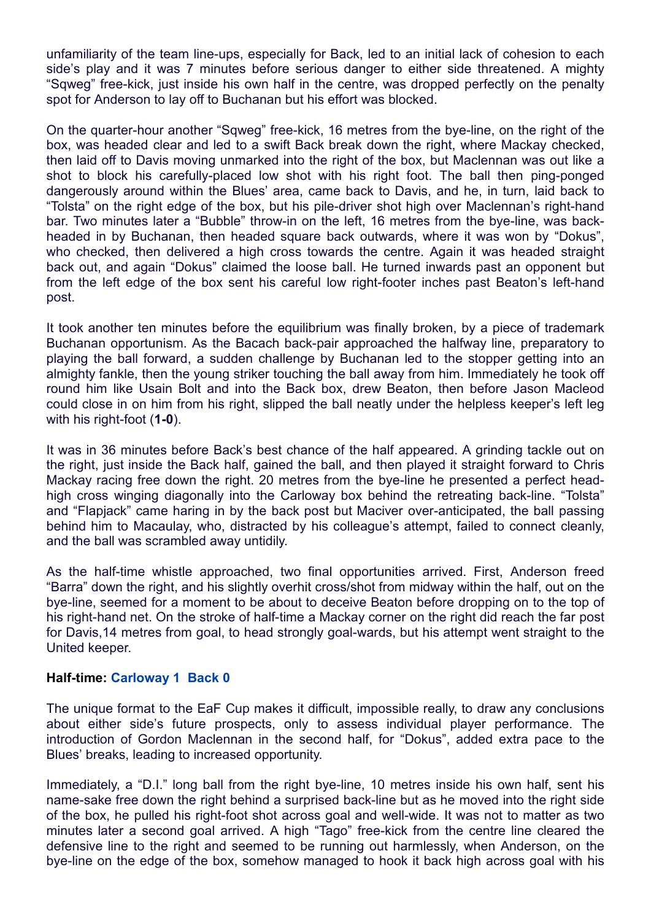unfamiliarity of the team line-ups, especially for Back, led to an initial lack of cohesion to each side's play and it was 7 minutes before serious danger to either side threatened. A mighty "Sqweg" free-kick, just inside his own half in the centre, was dropped perfectly on the penalty spot for Anderson to lay off to Buchanan but his effort was blocked.

On the quarter-hour another "Sqweg" free-kick, 16 metres from the bye-line, on the right of the box, was headed clear and led to a swift Back break down the right, where Mackay checked, then laid off to Davis moving unmarked into the right of the box, but Maclennan was out like a shot to block his carefully-placed low shot with his right foot. The ball then ping-ponged dangerously around within the Blues' area, came back to Davis, and he, in turn, laid back to "Tolsta" on the right edge of the box, but his pile-driver shot high over Maclennan's right-hand bar. Two minutes later a "Bubble" throw-in on the left, 16 metres from the bye-line, was back-headed in by Buchanan, then headed square back outwards, where it was won by "Dokus", who checked, then delivered a high cross towards the centre. Again it was headed straight back out, and again "Dokus" claimed the loose ball. He turned inwards past an opponent but from the left edge of the box sent his careful low right-footer inches past Beaton's left-hand post.

It took another ten minutes before the equilibrium was finally broken, by a piece of trademark Buchanan opportunism. As the Bacach back-pair approached the halfway line, preparatory to playing the ball forward, a sudden challenge by Buchanan led to the stopper getting into an almighty fankle, then the young striker touching the ball away from him. Immediately he took off round him like Usain Bolt and into the Back box, drew Beaton, then before Jason Macleod could close in on him from his right, slipped the ball neatly under the helpless keeper's left leg with his right-foot (**1-0**).

It was in 36 minutes before Back's best chance of the half appeared. A grinding tackle out on the right, just inside the Back half, gained the ball, and then played it straight forward to Chris Mackay racing free down the right. 20 metres from the bye-line he presented a perfect head-high cross winging diagonally into the Carloway box behind the retreating back-line. "Tolsta" and "Flapjack" came haring in by the back post but Maciver over-anticipated, the ball passing behind him to Macaulay, who, distracted by his colleague's attempt, failed to connect cleanly, and the ball was scrambled away untidily.

As the half-time whistle approached, two final opportunities arrived. First, Anderson freed "Barra" down the right, and his slightly overhit cross/shot from midway within the half, out on the bye-line, seemed for a moment to be about to deceive Beaton before dropping on to the top of his right-hand net. On the stroke of half-time a Mackay corner on the right did reach the far post for Davis,14 metres from goal, to head strongly goal-wards, but his attempt went straight to the United keeper.

**Half-time: Carloway 1 Back 0**

The unique format to the EaF Cup makes it difficult, impossible really, to draw any conclusions about either side's future prospects, only to assess individual player performance. The introduction of Gordon Maclennan in the second half, for "Dokus", added extra pace to the Blues' breaks, leading to increased opportunity.

Immediately, a "D.I." long ball from the right bye-line, 10 metres inside his own half, sent his name-sake free down the right behind a surprised back-line but as he moved into the right side of the box, he pulled his right-foot shot across goal and well-wide. It was not to matter as two minutes later a second goal arrived. A high "Tago" free-kick from the centre line cleared the defensive line to the right and seemed to be running out harmlessly, when Anderson, on the bye-line on the edge of the box, somehow managed to hook it back high across goal with his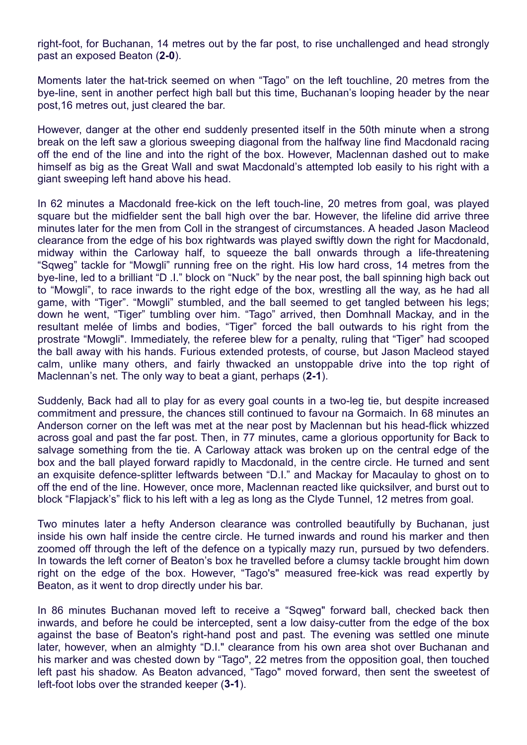right-foot, for Buchanan, 14 metres out by the far post, to rise unchallenged and head strongly past an exposed Beaton (**2-0**).

Moments later the hat-trick seemed on when "Tago" on the left touchline, 20 metres from the bye-line, sent in another perfect high ball but this time, Buchanan's looping header by the near post,16 metres out, just cleared the bar.

However, danger at the other end suddenly presented itself in the 50th minute when a strong break on the left saw a glorious sweeping diagonal from the halfway line find Macdonald racing off the end of the line and into the right of the box. However, Maclennan dashed out to make himself as big as the Great Wall and swat Macdonald's attempted lob easily to his right with a giant sweeping left hand above his head.

In 62 minutes a Macdonald free-kick on the left touch-line, 20 metres from goal, was played square but the midfielder sent the ball high over the bar. However, the lifeline did arrive three minutes later for the men from Coll in the strangest of circumstances. A headed Jason Macleod clearance from the edge of his box rightwards was played swiftly down the right for Macdonald, midway within the Carloway half, to squeeze the ball onwards through a life-threatening "Sqweg" tackle for "Mowgli" running free on the right. His low hard cross, 14 metres from the bye-line, led to a brilliant "D .I." block on "Nuck" by the near post, the ball spinning high back out to "Mowgli", to race inwards to the right edge of the box, wrestling all the way, as he had all game, with "Tiger". "Mowgli" stumbled, and the ball seemed to get tangled between his legs; down he went, "Tiger" tumbling over him. "Tago" arrived, then Domhnall Mackay, and in the resultant melée of limbs and bodies, "Tiger" forced the ball outwards to his right from the prostrate "Mowgli". Immediately, the referee blew for a penalty, ruling that "Tiger" had scooped the ball away with his hands. Furious extended protests, of course, but Jason Macleod stayed calm, unlike many others, and fairly thwacked an unstoppable drive into the top right of Maclennan's net. The only way to beat a giant, perhaps (**2-1**).

Suddenly, Back had all to play for as every goal counts in a two-leg tie, but despite increased commitment and pressure, the chances still continued to favour na Gormaich. In 68 minutes an Anderson corner on the left was met at the near post by Maclennan but his head-flick whizzed across goal and past the far post. Then, in 77 minutes, came a glorious opportunity for Back to salvage something from the tie. A Carloway attack was broken up on the central edge of the box and the ball played forward rapidly to Macdonald, in the centre circle. He turned and sent an exquisite defence-splitter leftwards between "D.I." and Mackay for Macaulay to ghost on to off the end of the line. However, once more, Maclennan reacted like quicksilver, and burst out to block "Flapjack's" flick to his left with a leg as long as the Clyde Tunnel, 12 metres from goal.

Two minutes later a hefty Anderson clearance was controlled beautifully by Buchanan, just inside his own half inside the centre circle. He turned inwards and round his marker and then zoomed off through the left of the defence on a typically mazy run, pursued by two defenders. In towards the left corner of Beaton's box he travelled before a clumsy tackle brought him down right on the edge of the box. However, "Tago's" measured free-kick was read expertly by Beaton, as it went to drop directly under his bar.

In 86 minutes Buchanan moved left to receive a "Sqweg" forward ball, checked back then inwards, and before he could be intercepted, sent a low daisy-cutter from the edge of the box against the base of Beaton's right-hand post and past. The evening was settled one minute later, however, when an almighty "D.I." clearance from his own area shot over Buchanan and his marker and was chested down by "Tago", 22 metres from the opposition goal, then touched left past his shadow. As Beaton advanced, "Tago" moved forward, then sent the sweetest of left-foot lobs over the stranded keeper (**3-1**).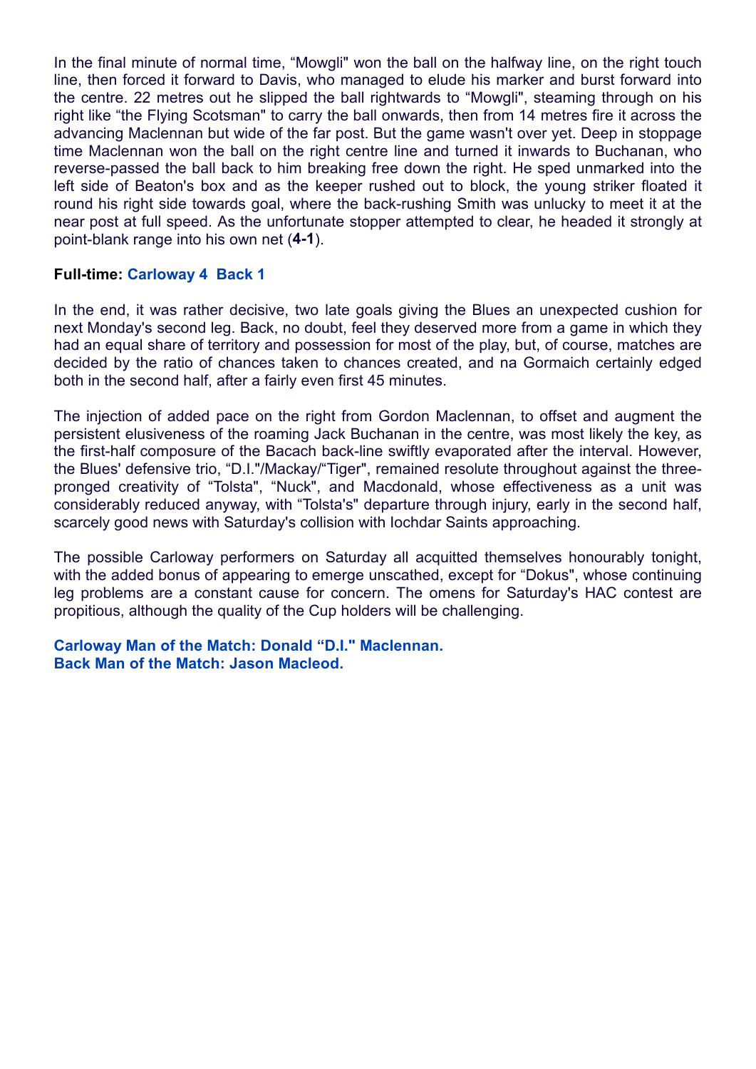In the final minute of normal time, “Mowgli" won the ball on the halfway line, on the right touch line, then forced it forward to Davis, who managed to elude his marker and burst forward into the centre. 22 metres out he slipped the ball rightwards to “Mowgli", steaming through on his right like “the Flying Scotsman" to carry the ball onwards, then from 14 metres fire it across the advancing Maclennan but wide of the far post. But the game wasn't over yet. Deep in stoppage time Maclennan won the ball on the right centre line and turned it inwards to Buchanan, who reverse-passed the ball back to him breaking free down the right. He sped unmarked into the left side of Beaton's box and as the keeper rushed out to block, the young striker floated it round his right side towards goal, where the back-rushing Smith was unlucky to meet it at the near post at full speed. As the unfortunate stopper attempted to clear, he headed it strongly at point-blank range into his own net (**4-1**).

**Full-time: Carloway 4  Back 1**

In the end, it was rather decisive, two late goals giving the Blues an unexpected cushion for next Monday's second leg. Back, no doubt, feel they deserved more from a game in which they had an equal share of territory and possession for most of the play, but, of course, matches are decided by the ratio of chances taken to chances created, and na Gormaich certainly edged both in the second half, after a fairly even first 45 minutes.

The injection of added pace on the right from Gordon Maclennan, to offset and augment the persistent elusiveness of the roaming Jack Buchanan in the centre, was most likely the key, as the first-half composure of the Bacach back-line swiftly evaporated after the interval. However, the Blues' defensive trio, “D.I."/Mackay/“Tiger", remained resolute throughout against the three-pronged creativity of “Tolsta", “Nuck", and Macdonald, whose effectiveness as a unit was considerably reduced anyway, with “Tolsta's" departure through injury, early in the second half, scarcely good news with Saturday's collision with Iochdar Saints approaching.

The possible Carloway performers on Saturday all acquitted themselves honourably tonight, with the added bonus of appearing to emerge unscathed, except for “Dokus", whose continuing leg problems are a constant cause for concern. The omens for Saturday's HAC contest are propitious, although the quality of the Cup holders will be challenging.

**Carloway Man of the Match: Donald “D.I." Maclennan.**
**Back Man of the Match: Jason Macleod.**